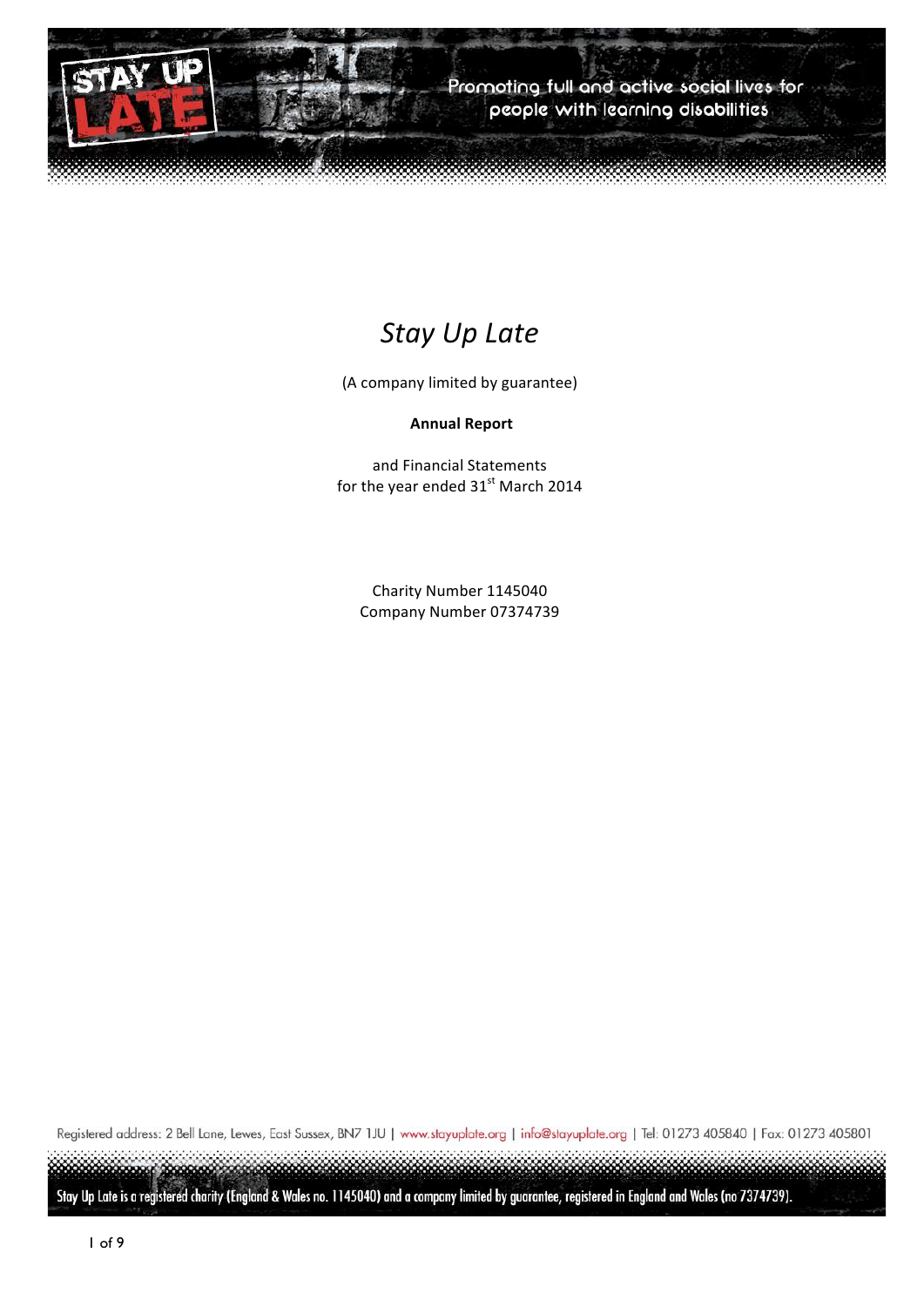Promoting full and active social lives for people with learning disabilities

# *Stay Up Late*

(A company limited by guarantee)

**Annual Report**

and Financial Statements
for the year ended 31st March 2014

Charity Number 1145040
Company Number 07374739

Registered address: 2 Bell Lane, Lewes, East Sussex, BN7 1JU | www.stayuplate.org | info@stayuplate.org | Tel: 01273 405840 | Fax: 01273 405801

Stay Up Late is a registered charity (England & Wales no. 1145040) and a company limited by guarantee, registered in England and Wales (no 7374739).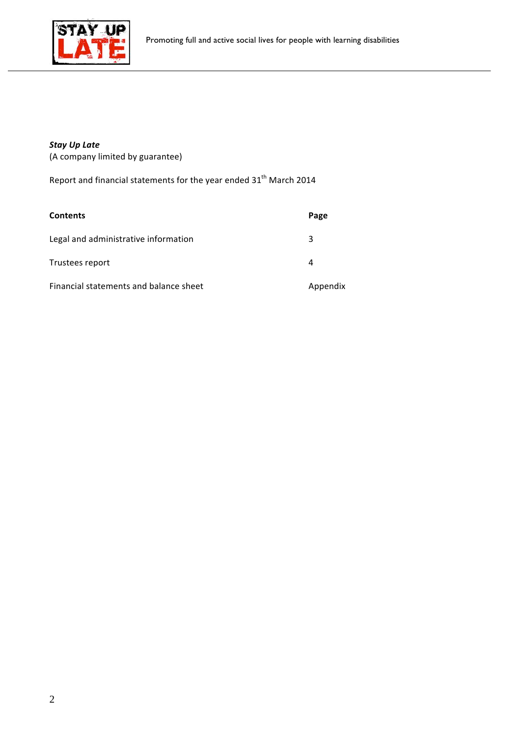***Stay Up Late***
(A company limited by guarantee)

Report and financial statements for the year ended 31st March 2014

| **Contents** | **Page** |
|---|---|
| Legal and administrative information | 3 |
| Trustees report | 4 |
| Financial statements and balance sheet | Appendix |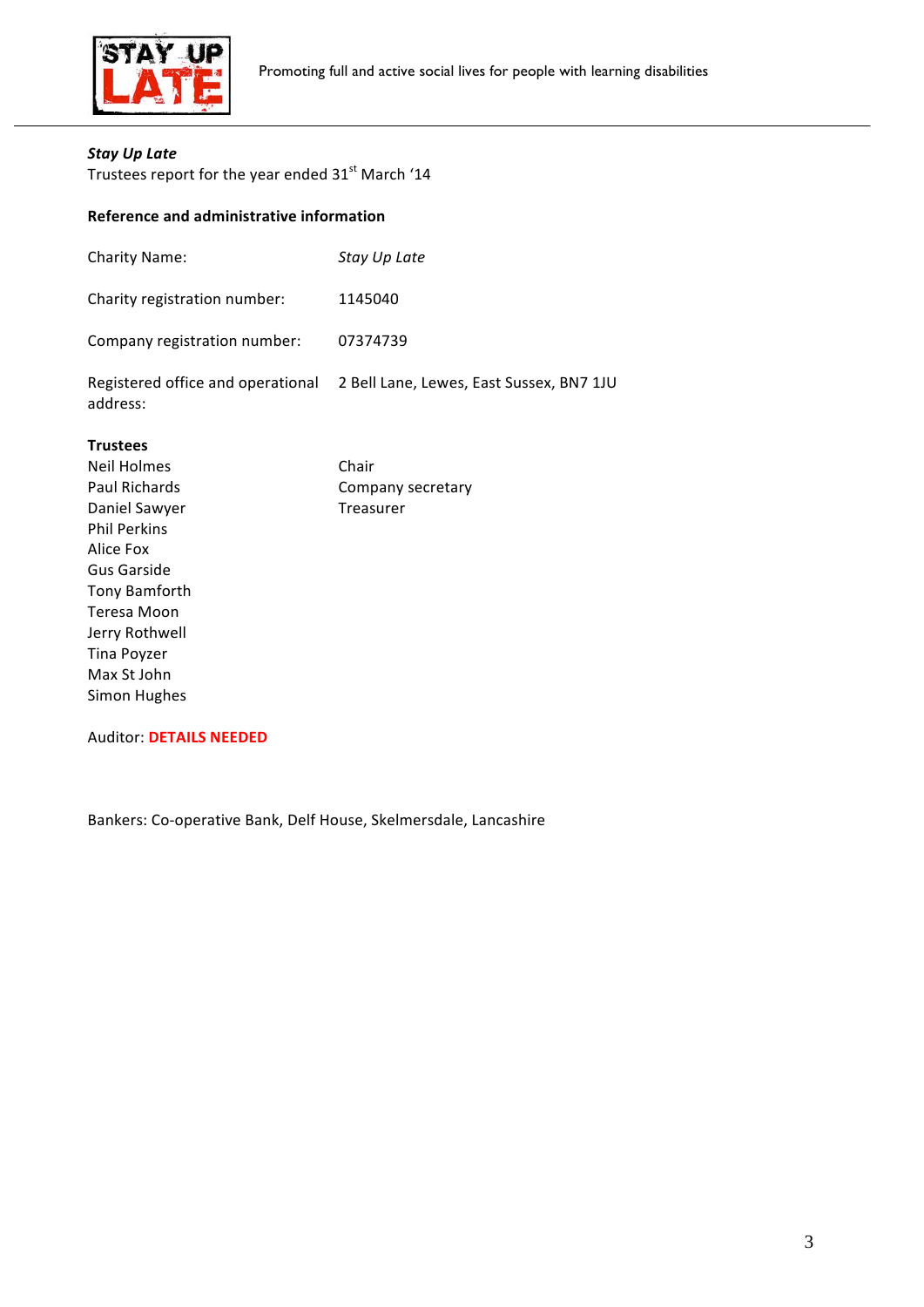***Stay Up Late***
Trustees report for the year ended 31st March '14

**Reference and administrative information**

| | |
|---|---|
| Charity Name: | *Stay Up Late* |
| Charity registration number: | 1145040 |
| Company registration number: | 07374739 |
| Registered office and operational address: | 2 Bell Lane, Lewes, East Sussex, BN7 1JU |

**Trustees**

| | |
|---|---|
| Neil Holmes | Chair |
| Paul Richards | Company secretary |
| Daniel Sawyer | Treasurer |
| Phil Perkins | |
| Alice Fox | |
| Gus Garside | |
| Tony Bamforth | |
| Teresa Moon | |
| Jerry Rothwell | |
| Tina Poyzer | |
| Max St John | |
| Simon Hughes | |

Auditor: **DETAILS NEEDED**

Bankers: Co-operative Bank, Delf House, Skelmersdale, Lancashire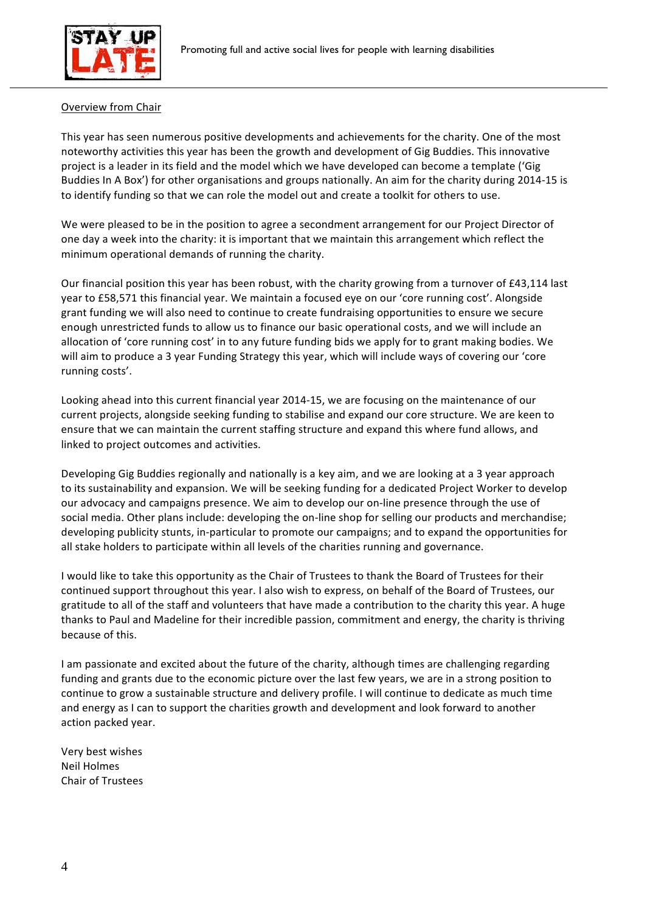## Overview from Chair

This year has seen numerous positive developments and achievements for the charity. One of the most noteworthy activities this year has been the growth and development of Gig Buddies. This innovative project is a leader in its field and the model which we have developed can become a template ('Gig Buddies In A Box') for other organisations and groups nationally. An aim for the charity during 2014-15 is to identify funding so that we can role the model out and create a toolkit for others to use.

We were pleased to be in the position to agree a secondment arrangement for our Project Director of one day a week into the charity: it is important that we maintain this arrangement which reflect the minimum operational demands of running the charity.

Our financial position this year has been robust, with the charity growing from a turnover of £43,114 last year to £58,571 this financial year. We maintain a focused eye on our 'core running cost'. Alongside grant funding we will also need to continue to create fundraising opportunities to ensure we secure enough unrestricted funds to allow us to finance our basic operational costs, and we will include an allocation of 'core running cost' in to any future funding bids we apply for to grant making bodies. We will aim to produce a 3 year Funding Strategy this year, which will include ways of covering our 'core running costs'.

Looking ahead into this current financial year 2014-15, we are focusing on the maintenance of our current projects, alongside seeking funding to stabilise and expand our core structure. We are keen to ensure that we can maintain the current staffing structure and expand this where fund allows, and linked to project outcomes and activities.

Developing Gig Buddies regionally and nationally is a key aim, and we are looking at a 3 year approach to its sustainability and expansion. We will be seeking funding for a dedicated Project Worker to develop our advocacy and campaigns presence. We aim to develop our on-line presence through the use of social media. Other plans include: developing the on-line shop for selling our products and merchandise; developing publicity stunts, in-particular to promote our campaigns; and to expand the opportunities for all stake holders to participate within all levels of the charities running and governance.

I would like to take this opportunity as the Chair of Trustees to thank the Board of Trustees for their continued support throughout this year. I also wish to express, on behalf of the Board of Trustees, our gratitude to all of the staff and volunteers that have made a contribution to the charity this year. A huge thanks to Paul and Madeline for their incredible passion, commitment and energy, the charity is thriving because of this.

I am passionate and excited about the future of the charity, although times are challenging regarding funding and grants due to the economic picture over the last few years, we are in a strong position to continue to grow a sustainable structure and delivery profile. I will continue to dedicate as much time and energy as I can to support the charities growth and development and look forward to another action packed year.

Very best wishes
Neil Holmes
Chair of Trustees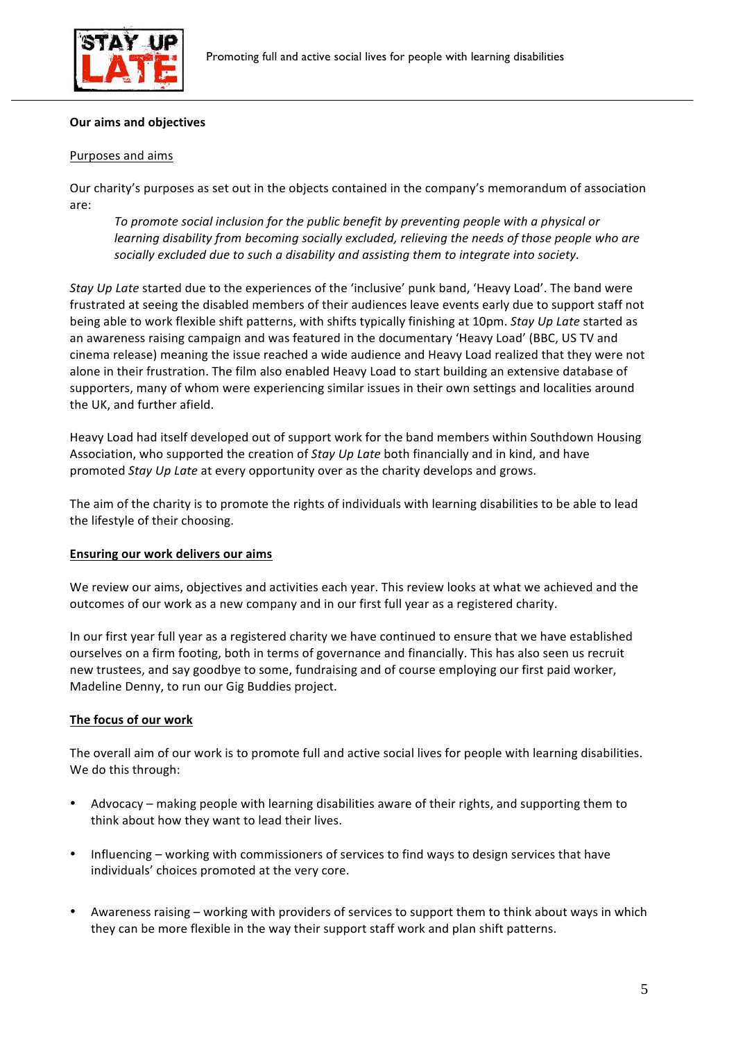## Our aims and objectives

### Purposes and aims

Our charity's purposes as set out in the objects contained in the company's memorandum of association are:

> *To promote social inclusion for the public benefit by preventing people with a physical or learning disability from becoming socially excluded, relieving the needs of those people who are socially excluded due to such a disability and assisting them to integrate into society.*

*Stay Up Late* started due to the experiences of the 'inclusive' punk band, 'Heavy Load'. The band were frustrated at seeing the disabled members of their audiences leave events early due to support staff not being able to work flexible shift patterns, with shifts typically finishing at 10pm. *Stay Up Late* started as an awareness raising campaign and was featured in the documentary 'Heavy Load' (BBC, US TV and cinema release) meaning the issue reached a wide audience and Heavy Load realized that they were not alone in their frustration. The film also enabled Heavy Load to start building an extensive database of supporters, many of whom were experiencing similar issues in their own settings and localities around the UK, and further afield.

Heavy Load had itself developed out of support work for the band members within Southdown Housing Association, who supported the creation of *Stay Up Late* both financially and in kind, and have promoted *Stay Up Late* at every opportunity over as the charity develops and grows.

The aim of the charity is to promote the rights of individuals with learning disabilities to be able to lead the lifestyle of their choosing.

### Ensuring our work delivers our aims

We review our aims, objectives and activities each year. This review looks at what we achieved and the outcomes of our work as a new company and in our first full year as a registered charity.

In our first year full year as a registered charity we have continued to ensure that we have established ourselves on a firm footing, both in terms of governance and financially. This has also seen us recruit new trustees, and say goodbye to some, fundraising and of course employing our first paid worker, Madeline Denny, to run our Gig Buddies project.

### The focus of our work

The overall aim of our work is to promote full and active social lives for people with learning disabilities. We do this through:

- Advocacy – making people with learning disabilities aware of their rights, and supporting them to think about how they want to lead their lives.
- Influencing – working with commissioners of services to find ways to design services that have individuals' choices promoted at the very core.
- Awareness raising – working with providers of services to support them to think about ways in which they can be more flexible in the way their support staff work and plan shift patterns.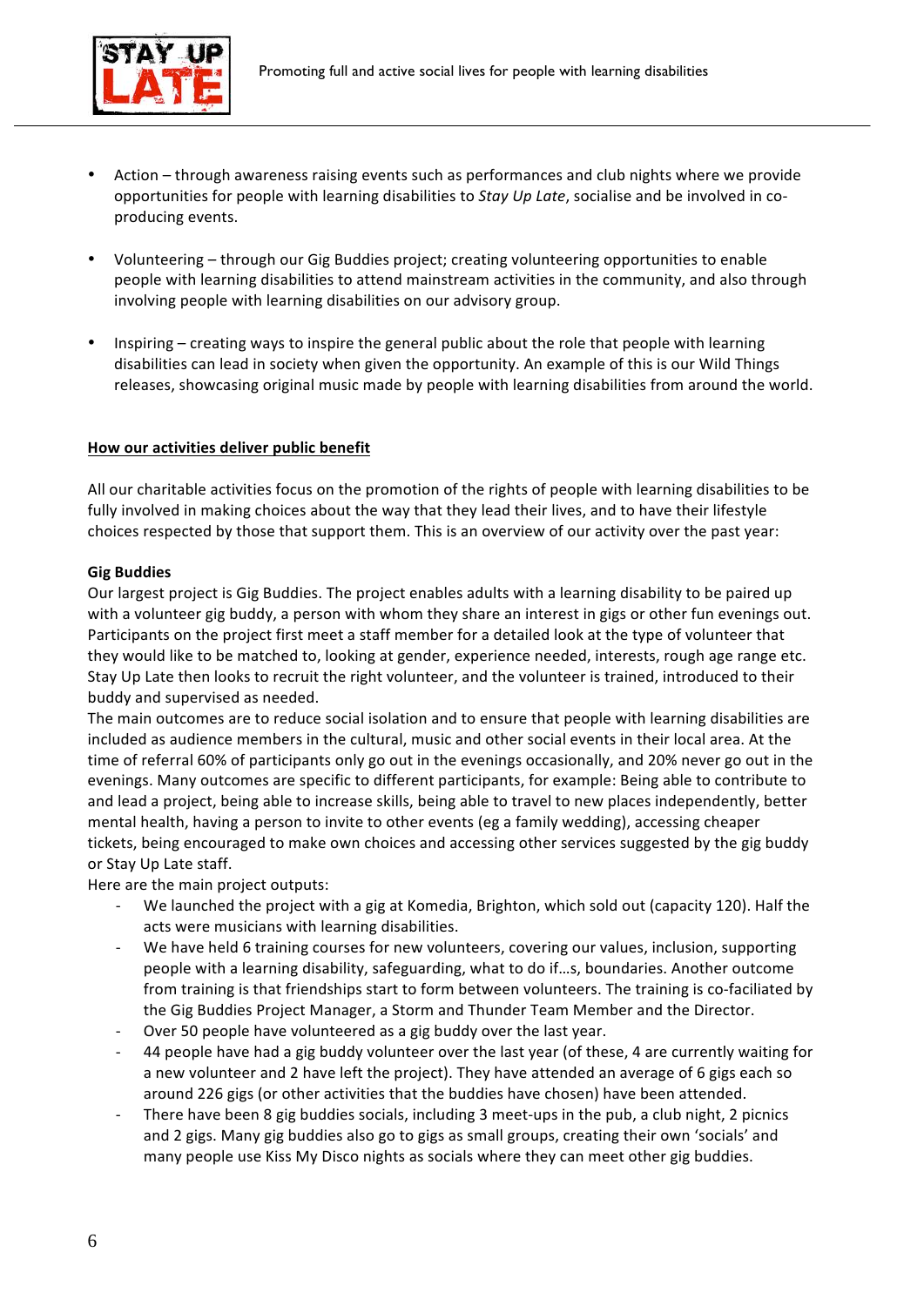- Action – through awareness raising events such as performances and club nights where we provide opportunities for people with learning disabilities to *Stay Up Late*, socialise and be involved in co-producing events.

- Volunteering – through our Gig Buddies project; creating volunteering opportunities to enable people with learning disabilities to attend mainstream activities in the community, and also through involving people with learning disabilities on our advisory group.

- Inspiring – creating ways to inspire the general public about the role that people with learning disabilities can lead in society when given the opportunity. An example of this is our Wild Things releases, showcasing original music made by people with learning disabilities from around the world.

<u>**How our activities deliver public benefit**</u>

All our charitable activities focus on the promotion of the rights of people with learning disabilities to be fully involved in making choices about the way that they lead their lives, and to have their lifestyle choices respected by those that support them. This is an overview of our activity over the past year:

**Gig Buddies**

Our largest project is Gig Buddies. The project enables adults with a learning disability to be paired up with a volunteer gig buddy, a person with whom they share an interest in gigs or other fun evenings out. Participants on the project first meet a staff member for a detailed look at the type of volunteer that they would like to be matched to, looking at gender, experience needed, interests, rough age range etc. Stay Up Late then looks to recruit the right volunteer, and the volunteer is trained, introduced to their buddy and supervised as needed.

The main outcomes are to reduce social isolation and to ensure that people with learning disabilities are included as audience members in the cultural, music and other social events in their local area. At the time of referral 60% of participants only go out in the evenings occasionally, and 20% never go out in the evenings. Many outcomes are specific to different participants, for example: Being able to contribute to and lead a project, being able to increase skills, being able to travel to new places independently, better mental health, having a person to invite to other events (eg a family wedding), accessing cheaper tickets, being encouraged to make own choices and accessing other services suggested by the gig buddy or Stay Up Late staff.

Here are the main project outputs:

- We launched the project with a gig at Komedia, Brighton, which sold out (capacity 120). Half the acts were musicians with learning disabilities.
- We have held 6 training courses for new volunteers, covering our values, inclusion, supporting people with a learning disability, safeguarding, what to do if…s, boundaries. Another outcome from training is that friendships start to form between volunteers. The training is co-faciliated by the Gig Buddies Project Manager, a Storm and Thunder Team Member and the Director.
- Over 50 people have volunteered as a gig buddy over the last year.
- 44 people have had a gig buddy volunteer over the last year (of these, 4 are currently waiting for a new volunteer and 2 have left the project). They have attended an average of 6 gigs each so around 226 gigs (or other activities that the buddies have chosen) have been attended.
- There have been 8 gig buddies socials, including 3 meet-ups in the pub, a club night, 2 picnics and 2 gigs. Many gig buddies also go to gigs as small groups, creating their own 'socials' and many people use Kiss My Disco nights as socials where they can meet other gig buddies.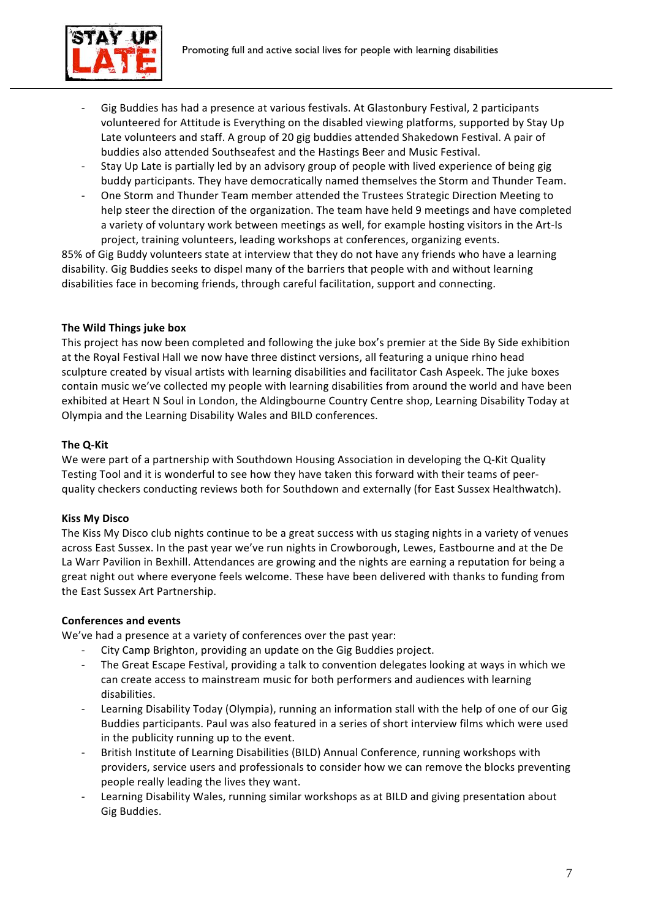- Gig Buddies has had a presence at various festivals. At Glastonbury Festival, 2 participants volunteered for Attitude is Everything on the disabled viewing platforms, supported by Stay Up Late volunteers and staff. A group of 20 gig buddies attended Shakedown Festival. A pair of buddies also attended Southseafest and the Hastings Beer and Music Festival.
- Stay Up Late is partially led by an advisory group of people with lived experience of being gig buddy participants. They have democratically named themselves the Storm and Thunder Team.
- One Storm and Thunder Team member attended the Trustees Strategic Direction Meeting to help steer the direction of the organization. The team have held 9 meetings and have completed a variety of voluntary work between meetings as well, for example hosting visitors in the Art-Is project, training volunteers, leading workshops at conferences, organizing events.

85% of Gig Buddy volunteers state at interview that they do not have any friends who have a learning disability. Gig Buddies seeks to dispel many of the barriers that people with and without learning disabilities face in becoming friends, through careful facilitation, support and connecting.

**The Wild Things juke box**

This project has now been completed and following the juke box's premier at the Side By Side exhibition at the Royal Festival Hall we now have three distinct versions, all featuring a unique rhino head sculpture created by visual artists with learning disabilities and facilitator Cash Aspeek. The juke boxes contain music we've collected my people with learning disabilities from around the world and have been exhibited at Heart N Soul in London, the Aldingbourne Country Centre shop, Learning Disability Today at Olympia and the Learning Disability Wales and BILD conferences.

**The Q-Kit**

We were part of a partnership with Southdown Housing Association in developing the Q-Kit Quality Testing Tool and it is wonderful to see how they have taken this forward with their teams of peer-quality checkers conducting reviews both for Southdown and externally (for East Sussex Healthwatch).

**Kiss My Disco**

The Kiss My Disco club nights continue to be a great success with us staging nights in a variety of venues across East Sussex. In the past year we've run nights in Crowborough, Lewes, Eastbourne and at the De La Warr Pavilion in Bexhill. Attendances are growing and the nights are earning a reputation for being a great night out where everyone feels welcome. These have been delivered with thanks to funding from the East Sussex Art Partnership.

**Conferences and events**

We've had a presence at a variety of conferences over the past year:

- City Camp Brighton, providing an update on the Gig Buddies project.
- The Great Escape Festival, providing a talk to convention delegates looking at ways in which we can create access to mainstream music for both performers and audiences with learning disabilities.
- Learning Disability Today (Olympia), running an information stall with the help of one of our Gig Buddies participants. Paul was also featured in a series of short interview films which were used in the publicity running up to the event.
- British Institute of Learning Disabilities (BILD) Annual Conference, running workshops with providers, service users and professionals to consider how we can remove the blocks preventing people really leading the lives they want.
- Learning Disability Wales, running similar workshops as at BILD and giving presentation about Gig Buddies.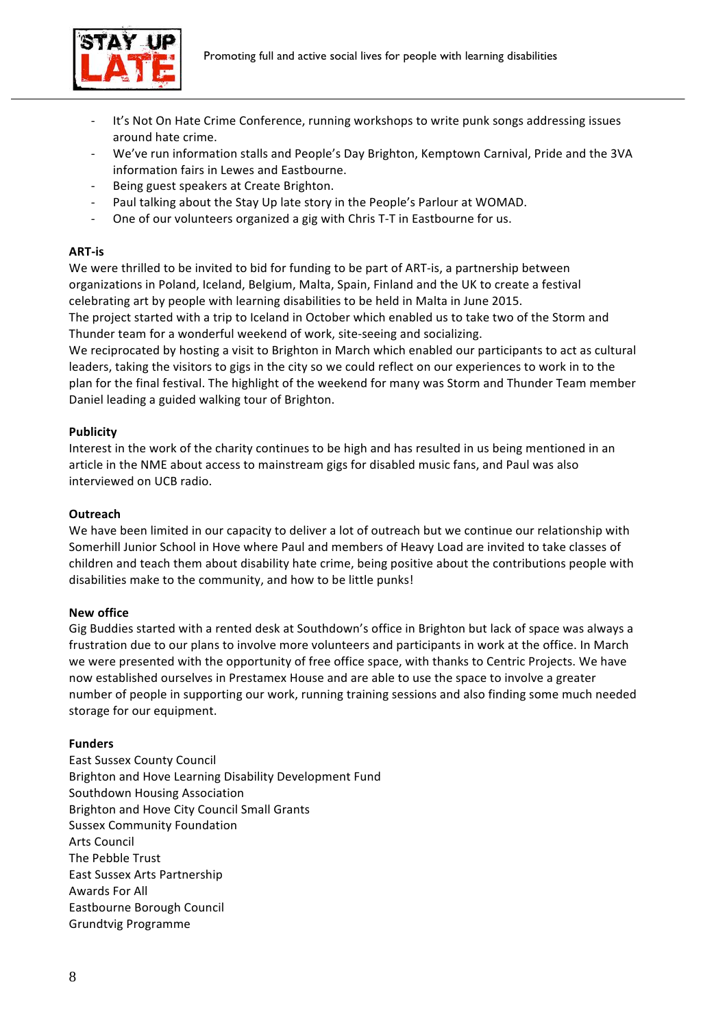- It's Not On Hate Crime Conference, running workshops to write punk songs addressing issues around hate crime.
- We've run information stalls and People's Day Brighton, Kemptown Carnival, Pride and the 3VA information fairs in Lewes and Eastbourne.
- Being guest speakers at Create Brighton.
- Paul talking about the Stay Up late story in the People's Parlour at WOMAD.
- One of our volunteers organized a gig with Chris T-T in Eastbourne for us.

**ART-is**

We were thrilled to be invited to bid for funding to be part of ART-is, a partnership between organizations in Poland, Iceland, Belgium, Malta, Spain, Finland and the UK to create a festival celebrating art by people with learning disabilities to be held in Malta in June 2015.
The project started with a trip to Iceland in October which enabled us to take two of the Storm and Thunder team for a wonderful weekend of work, site-seeing and socializing.
We reciprocated by hosting a visit to Brighton in March which enabled our participants to act as cultural leaders, taking the visitors to gigs in the city so we could reflect on our experiences to work in to the plan for the final festival. The highlight of the weekend for many was Storm and Thunder Team member Daniel leading a guided walking tour of Brighton.

**Publicity**

Interest in the work of the charity continues to be high and has resulted in us being mentioned in an article in the NME about access to mainstream gigs for disabled music fans, and Paul was also interviewed on UCB radio.

**Outreach**

We have been limited in our capacity to deliver a lot of outreach but we continue our relationship with Somerhill Junior School in Hove where Paul and members of Heavy Load are invited to take classes of children and teach them about disability hate crime, being positive about the contributions people with disabilities make to the community, and how to be little punks!

**New office**

Gig Buddies started with a rented desk at Southdown's office in Brighton but lack of space was always a frustration due to our plans to involve more volunteers and participants in work at the office. In March we were presented with the opportunity of free office space, with thanks to Centric Projects. We have now established ourselves in Prestamex House and are able to use the space to involve a greater number of people in supporting our work, running training sessions and also finding some much needed storage for our equipment.

**Funders**

East Sussex County Council
Brighton and Hove Learning Disability Development Fund
Southdown Housing Association
Brighton and Hove City Council Small Grants
Sussex Community Foundation
Arts Council
The Pebble Trust
East Sussex Arts Partnership
Awards For All
Eastbourne Borough Council
Grundtvig Programme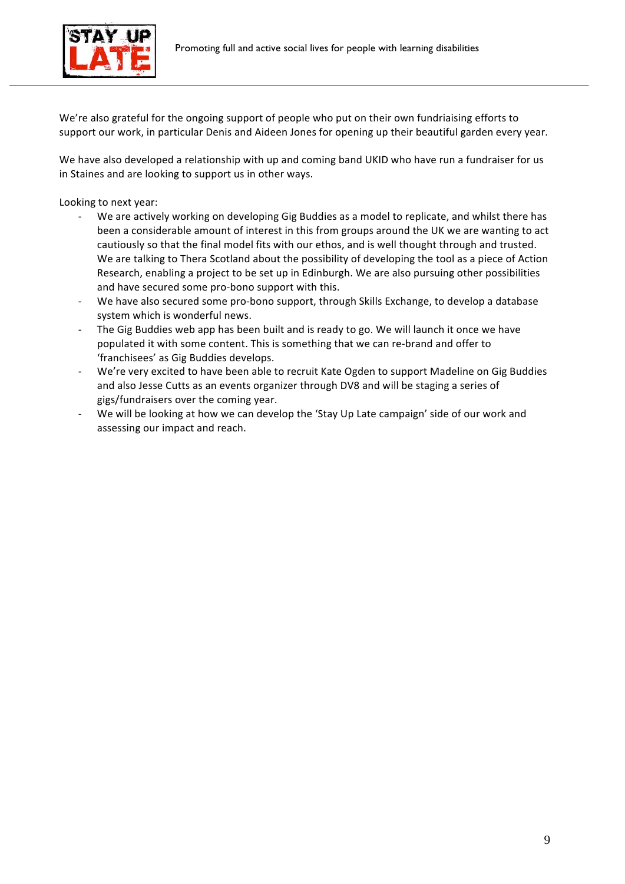We're also grateful for the ongoing support of people who put on their own fundriaising efforts to support our work, in particular Denis and Aideen Jones for opening up their beautiful garden every year.

We have also developed a relationship with up and coming band UKID who have run a fundraiser for us in Staines and are looking to support us in other ways.

Looking to next year:

- We are actively working on developing Gig Buddies as a model to replicate, and whilst there has been a considerable amount of interest in this from groups around the UK we are wanting to act cautiously so that the final model fits with our ethos, and is well thought through and trusted. We are talking to Thera Scotland about the possibility of developing the tool as a piece of Action Research, enabling a project to be set up in Edinburgh. We are also pursuing other possibilities and have secured some pro-bono support with this.
- We have also secured some pro-bono support, through Skills Exchange, to develop a database system which is wonderful news.
- The Gig Buddies web app has been built and is ready to go. We will launch it once we have populated it with some content. This is something that we can re-brand and offer to 'franchisees' as Gig Buddies develops.
- We're very excited to have been able to recruit Kate Ogden to support Madeline on Gig Buddies and also Jesse Cutts as an events organizer through DV8 and will be staging a series of gigs/fundraisers over the coming year.
- We will be looking at how we can develop the 'Stay Up Late campaign' side of our work and assessing our impact and reach.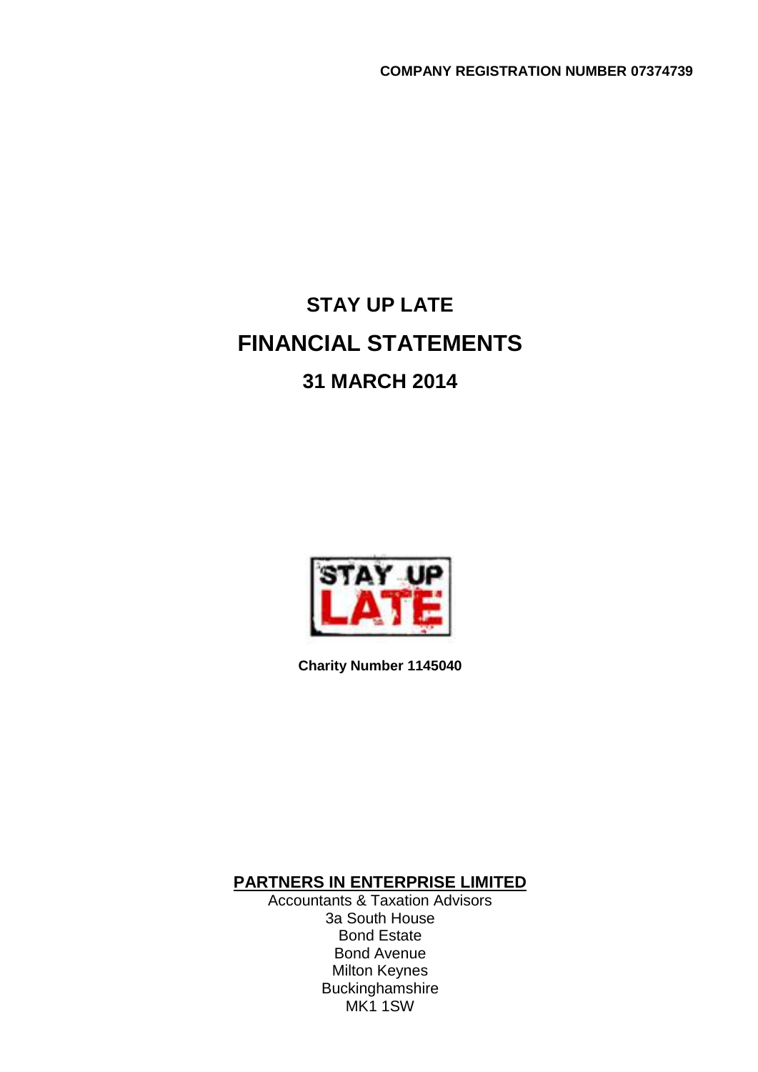**COMPANY REGISTRATION NUMBER 07374739**

# STAY UP LATE

# FINANCIAL STATEMENTS

## 31 MARCH 2014

**Charity Number 1145040**

**PARTNERS IN ENTERPRISE LIMITED**

Accountants & Taxation Advisors
3a South House
Bond Estate
Bond Avenue
Milton Keynes
Buckinghamshire
MK1 1SW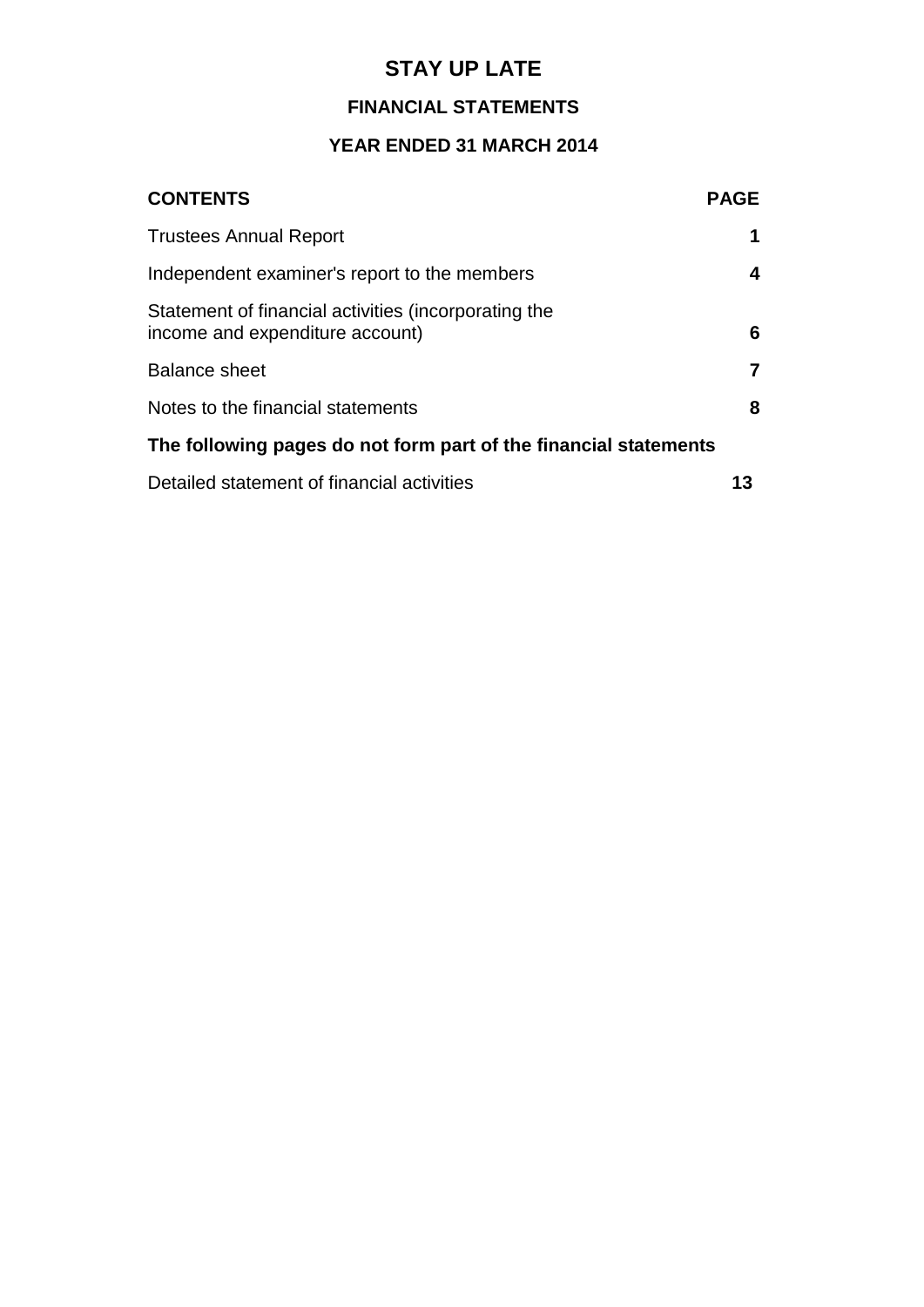# STAY UP LATE

## FINANCIAL STATEMENTS

## YEAR ENDED 31 MARCH 2014

| **CONTENTS** | **PAGE** |
|---|---|
| Trustees Annual Report | **1** |
| Independent examiner's report to the members | **4** |
| Statement of financial activities (incorporating the income and expenditure account) | **6** |
| Balance sheet | **7** |
| Notes to the financial statements | **8** |

**The following pages do not form part of the financial statements**

| | |
|---|---|
| Detailed statement of financial activities | **13** |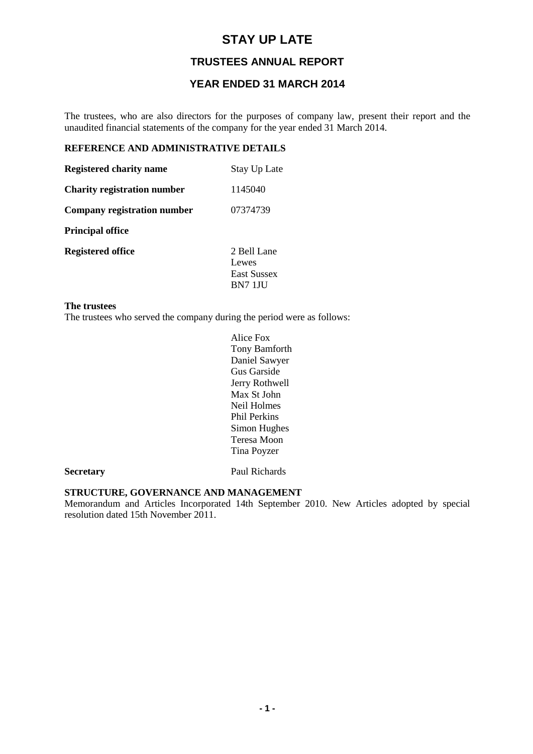# STAY UP LATE

## TRUSTEES ANNUAL REPORT

## YEAR ENDED 31 MARCH 2014

The trustees, who are also directors for the purposes of company law, present their report and the unaudited financial statements of the company for the year ended 31 March 2014.

### REFERENCE AND ADMINISTRATIVE DETAILS

| | |
|---|---|
| **Registered charity name** | Stay Up Late |
| **Charity registration number** | 1145040 |
| **Company registration number** | 07374739 |
| **Principal office** | |
| **Registered office** | 2 Bell Lane<br>Lewes<br>East Sussex<br>BN7 1JU |

**The trustees**

The trustees who served the company during the period were as follows:

Alice Fox
Tony Bamforth
Daniel Sawyer
Gus Garside
Jerry Rothwell
Max St John
Neil Holmes
Phil Perkins
Simon Hughes
Teresa Moon
Tina Poyzer

**Secretary** Paul Richards

### STRUCTURE, GOVERNANCE AND MANAGEMENT

Memorandum and Articles Incorporated 14th September 2010. New Articles adopted by special resolution dated 15th November 2011.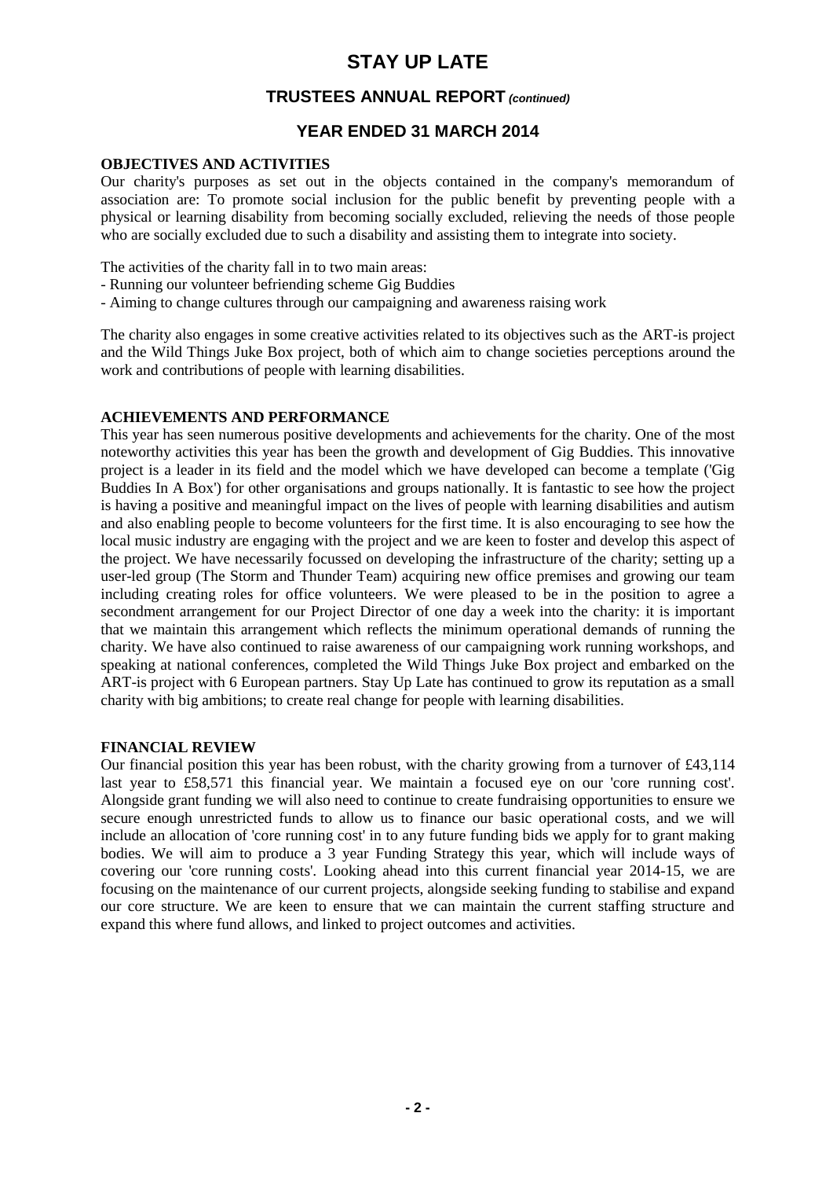# STAY UP LATE

## TRUSTEES ANNUAL REPORT *(continued)*

## YEAR ENDED 31 MARCH 2014

### OBJECTIVES AND ACTIVITIES

Our charity's purposes as set out in the objects contained in the company's memorandum of association are: To promote social inclusion for the public benefit by preventing people with a physical or learning disability from becoming socially excluded, relieving the needs of those people who are socially excluded due to such a disability and assisting them to integrate into society.

The activities of the charity fall in to two main areas:

- Running our volunteer befriending scheme Gig Buddies
- Aiming to change cultures through our campaigning and awareness raising work

The charity also engages in some creative activities related to its objectives such as the ART-is project and the Wild Things Juke Box project, both of which aim to change societies perceptions around the work and contributions of people with learning disabilities.

### ACHIEVEMENTS AND PERFORMANCE

This year has seen numerous positive developments and achievements for the charity. One of the most noteworthy activities this year has been the growth and development of Gig Buddies. This innovative project is a leader in its field and the model which we have developed can become a template ('Gig Buddies In A Box') for other organisations and groups nationally. It is fantastic to see how the project is having a positive and meaningful impact on the lives of people with learning disabilities and autism and also enabling people to become volunteers for the first time. It is also encouraging to see how the local music industry are engaging with the project and we are keen to foster and develop this aspect of the project. We have necessarily focussed on developing the infrastructure of the charity; setting up a user-led group (The Storm and Thunder Team) acquiring new office premises and growing our team including creating roles for office volunteers. We were pleased to be in the position to agree a secondment arrangement for our Project Director of one day a week into the charity: it is important that we maintain this arrangement which reflects the minimum operational demands of running the charity. We have also continued to raise awareness of our campaigning work running workshops, and speaking at national conferences, completed the Wild Things Juke Box project and embarked on the ART-is project with 6 European partners. Stay Up Late has continued to grow its reputation as a small charity with big ambitions; to create real change for people with learning disabilities.

### FINANCIAL REVIEW

Our financial position this year has been robust, with the charity growing from a turnover of £43,114 last year to £58,571 this financial year. We maintain a focused eye on our 'core running cost'. Alongside grant funding we will also need to continue to create fundraising opportunities to ensure we secure enough unrestricted funds to allow us to finance our basic operational costs, and we will include an allocation of 'core running cost' in to any future funding bids we apply for to grant making bodies. We will aim to produce a 3 year Funding Strategy this year, which will include ways of covering our 'core running costs'. Looking ahead into this current financial year 2014-15, we are focusing on the maintenance of our current projects, alongside seeking funding to stabilise and expand our core structure. We are keen to ensure that we can maintain the current staffing structure and expand this where fund allows, and linked to project outcomes and activities.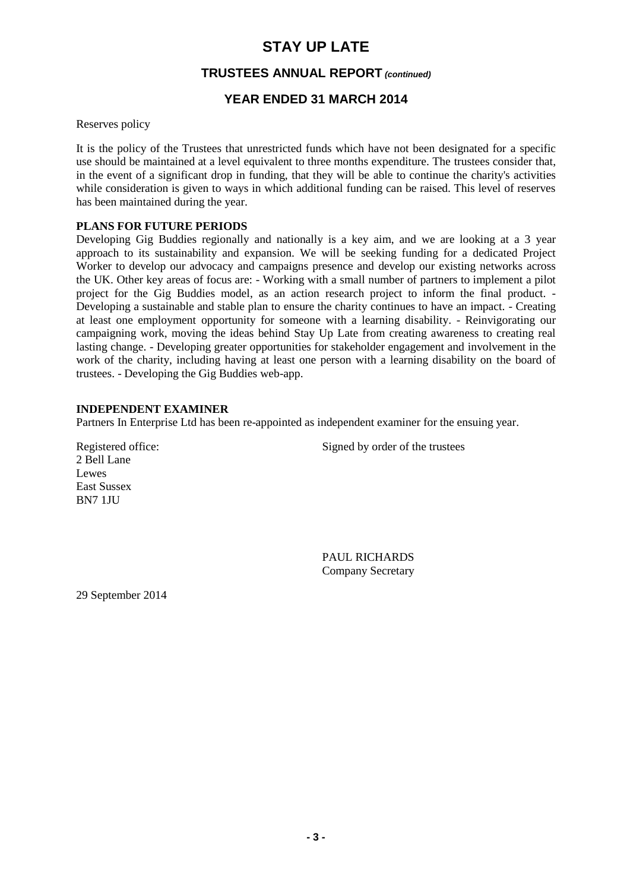# STAY UP LATE

## TRUSTEES ANNUAL REPORT *(continued)*

## YEAR ENDED 31 MARCH 2014

Reserves policy

It is the policy of the Trustees that unrestricted funds which have not been designated for a specific use should be maintained at a level equivalent to three months expenditure. The trustees consider that, in the event of a significant drop in funding, that they will be able to continue the charity's activities while consideration is given to ways in which additional funding can be raised. This level of reserves has been maintained during the year.

**PLANS FOR FUTURE PERIODS**

Developing Gig Buddies regionally and nationally is a key aim, and we are looking at a 3 year approach to its sustainability and expansion. We will be seeking funding for a dedicated Project Worker to develop our advocacy and campaigns presence and develop our existing networks across the UK. Other key areas of focus are: - Working with a small number of partners to implement a pilot project for the Gig Buddies model, as an action research project to inform the final product. - Developing a sustainable and stable plan to ensure the charity continues to have an impact. - Creating at least one employment opportunity for someone with a learning disability. - Reinvigorating our campaigning work, moving the ideas behind Stay Up Late from creating awareness to creating real lasting change. - Developing greater opportunities for stakeholder engagement and involvement in the work of the charity, including having at least one person with a learning disability on the board of trustees. - Developing the Gig Buddies web-app.

**INDEPENDENT EXAMINER**

Partners In Enterprise Ltd has been re-appointed as independent examiner for the ensuing year.

Registered office:
2 Bell Lane
Lewes
East Sussex
BN7 1JU

Signed by order of the trustees

PAUL RICHARDS
Company Secretary

29 September 2014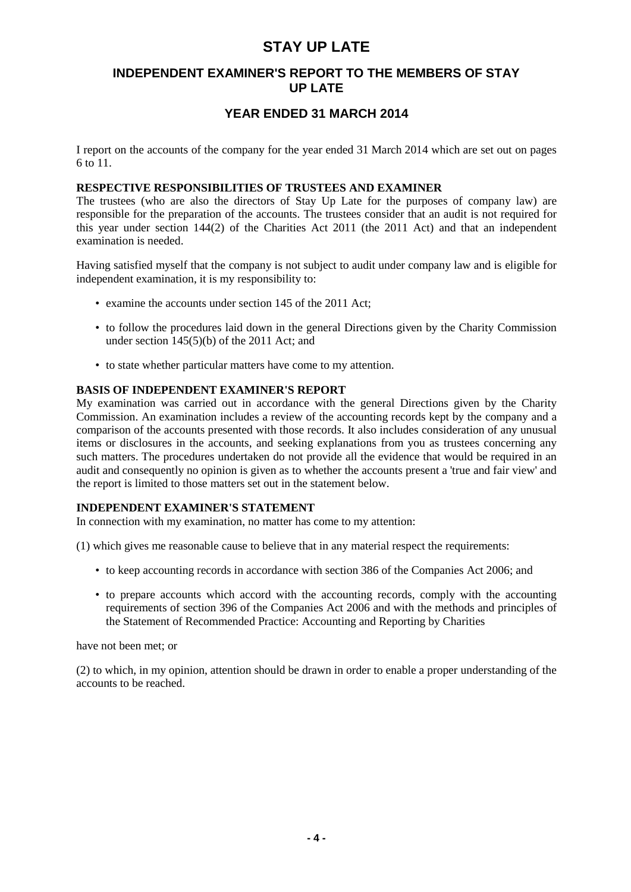# STAY UP LATE

## INDEPENDENT EXAMINER'S REPORT TO THE MEMBERS OF STAY UP LATE

## YEAR ENDED 31 MARCH 2014

I report on the accounts of the company for the year ended 31 March 2014 which are set out on pages 6 to 11.

**RESPECTIVE RESPONSIBILITIES OF TRUSTEES AND EXAMINER**
The trustees (who are also the directors of Stay Up Late for the purposes of company law) are responsible for the preparation of the accounts. The trustees consider that an audit is not required for this year under section 144(2) of the Charities Act 2011 (the 2011 Act) and that an independent examination is needed.

Having satisfied myself that the company is not subject to audit under company law and is eligible for independent examination, it is my responsibility to:

- examine the accounts under section 145 of the 2011 Act;
- to follow the procedures laid down in the general Directions given by the Charity Commission under section 145(5)(b) of the 2011 Act; and
- to state whether particular matters have come to my attention.

**BASIS OF INDEPENDENT EXAMINER'S REPORT**
My examination was carried out in accordance with the general Directions given by the Charity Commission. An examination includes a review of the accounting records kept by the company and a comparison of the accounts presented with those records. It also includes consideration of any unusual items or disclosures in the accounts, and seeking explanations from you as trustees concerning any such matters. The procedures undertaken do not provide all the evidence that would be required in an audit and consequently no opinion is given as to whether the accounts present a 'true and fair view' and the report is limited to those matters set out in the statement below.

**INDEPENDENT EXAMINER'S STATEMENT**
In connection with my examination, no matter has come to my attention:

(1) which gives me reasonable cause to believe that in any material respect the requirements:

- to keep accounting records in accordance with section 386 of the Companies Act 2006; and
- to prepare accounts which accord with the accounting records, comply with the accounting requirements of section 396 of the Companies Act 2006 and with the methods and principles of the Statement of Recommended Practice: Accounting and Reporting by Charities

have not been met; or

(2) to which, in my opinion, attention should be drawn in order to enable a proper understanding of the accounts to be reached.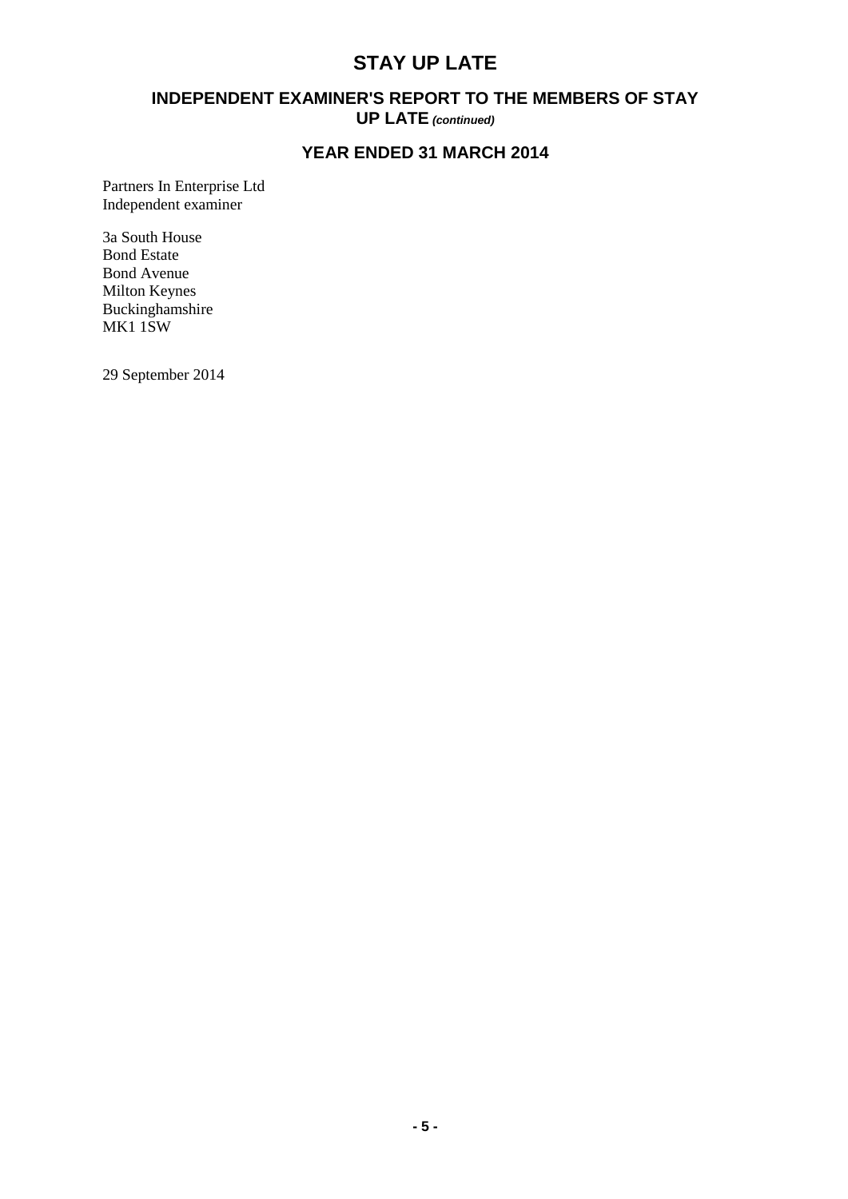# STAY UP LATE

## INDEPENDENT EXAMINER'S REPORT TO THE MEMBERS OF STAY UP LATE *(continued)*

## YEAR ENDED 31 MARCH 2014

Partners In Enterprise Ltd
Independent examiner

3a South House
Bond Estate
Bond Avenue
Milton Keynes
Buckinghamshire
MK1 1SW

29 September 2014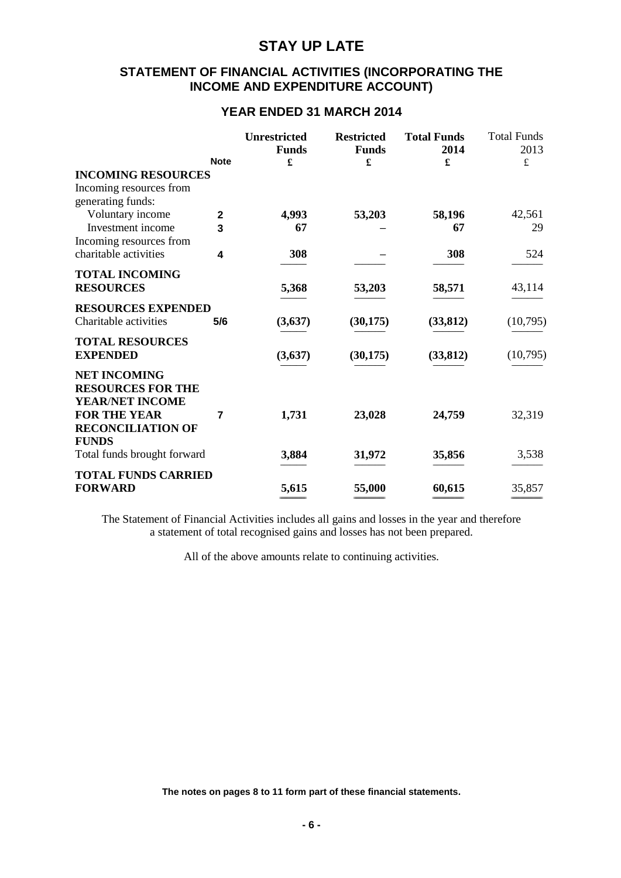# STAY UP LATE

## STATEMENT OF FINANCIAL ACTIVITIES (INCORPORATING THE INCOME AND EXPENDITURE ACCOUNT)

### YEAR ENDED 31 MARCH 2014

| | Note | Unrestricted Funds £ | Restricted Funds £ | Total Funds 2014 £ | Total Funds 2013 £ |
|---|---|---|---|---|---|
| **INCOMING RESOURCES** | | | | | |
| Incoming resources from generating funds: | | | | | |
| Voluntary income | 2 | 4,993 | 53,203 | 58,196 | 42,561 |
| Investment income | 3 | 67 | – | 67 | 29 |
| Incoming resources from charitable activities | 4 | 308 | – | 308 | 524 |
| **TOTAL INCOMING RESOURCES** | | 5,368 | 53,203 | 58,571 | 43,114 |
| **RESOURCES EXPENDED** | | | | | |
| Charitable activities | 5/6 | (3,637) | (30,175) | (33,812) | (10,795) |
| **TOTAL RESOURCES EXPENDED** | | (3,637) | (30,175) | (33,812) | (10,795) |
| **NET INCOMING RESOURCES FOR THE YEAR/NET INCOME FOR THE YEAR** | 7 | 1,731 | 23,028 | 24,759 | 32,319 |
| **RECONCILIATION OF FUNDS** | | | | | |
| Total funds brought forward | | 3,884 | 31,972 | 35,856 | 3,538 |
| **TOTAL FUNDS CARRIED FORWARD** | | 5,615 | 55,000 | 60,615 | 35,857 |

The Statement of Financial Activities includes all gains and losses in the year and therefore a statement of total recognised gains and losses has not been prepared.

All of the above amounts relate to continuing activities.

**The notes on pages 8 to 11 form part of these financial statements.**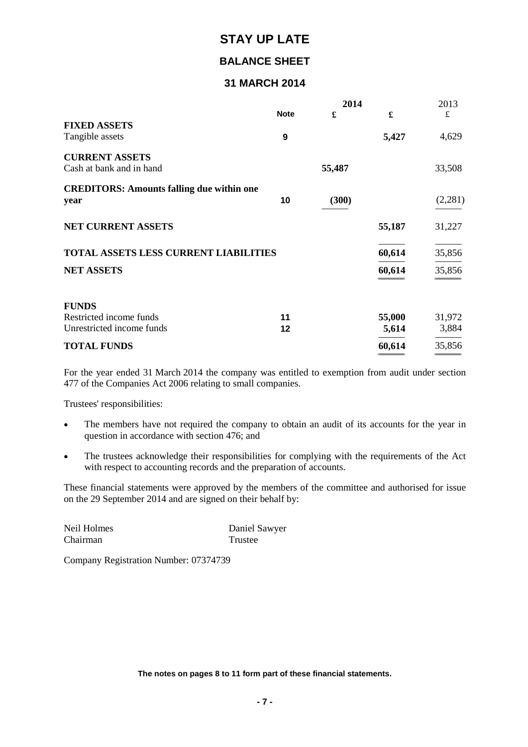# STAY UP LATE

## BALANCE SHEET

## 31 MARCH 2014

| | Note | 2014 £ | 2014 £ | 2013 £ |
|---|---|---|---|---|
| **FIXED ASSETS** | | | | |
| Tangible assets | 9 | | **5,427** | 4,629 |
| **CURRENT ASSETS** | | | | |
| Cash at bank and in hand | | **55,487** | | 33,508 |
| **CREDITORS: Amounts falling due within one year** | 10 | **(300)** | | (2,281) |
| **NET CURRENT ASSETS** | | | **55,187** | 31,227 |
| **TOTAL ASSETS LESS CURRENT LIABILITIES** | | | **60,614** | 35,856 |
| **NET ASSETS** | | | **60,614** | 35,856 |
| **FUNDS** | | | | |
| Restricted income funds | 11 | | **55,000** | 31,972 |
| Unrestricted income funds | 12 | | **5,614** | 3,884 |
| **TOTAL FUNDS** | | | **60,614** | 35,856 |

For the year ended 31 March 2014 the company was entitled to exemption from audit under section 477 of the Companies Act 2006 relating to small companies.

Trustees' responsibilities:

- The members have not required the company to obtain an audit of its accounts for the year in question in accordance with section 476; and
- The trustees acknowledge their responsibilities for complying with the requirements of the Act with respect to accounting records and the preparation of accounts.

These financial statements were approved by the members of the committee and authorised for issue on the 29 September 2014 and are signed on their behalf by:

Neil Holmes
Chairman

Daniel Sawyer
Trustee

Company Registration Number: 07374739

**The notes on pages 8 to 11 form part of these financial statements.**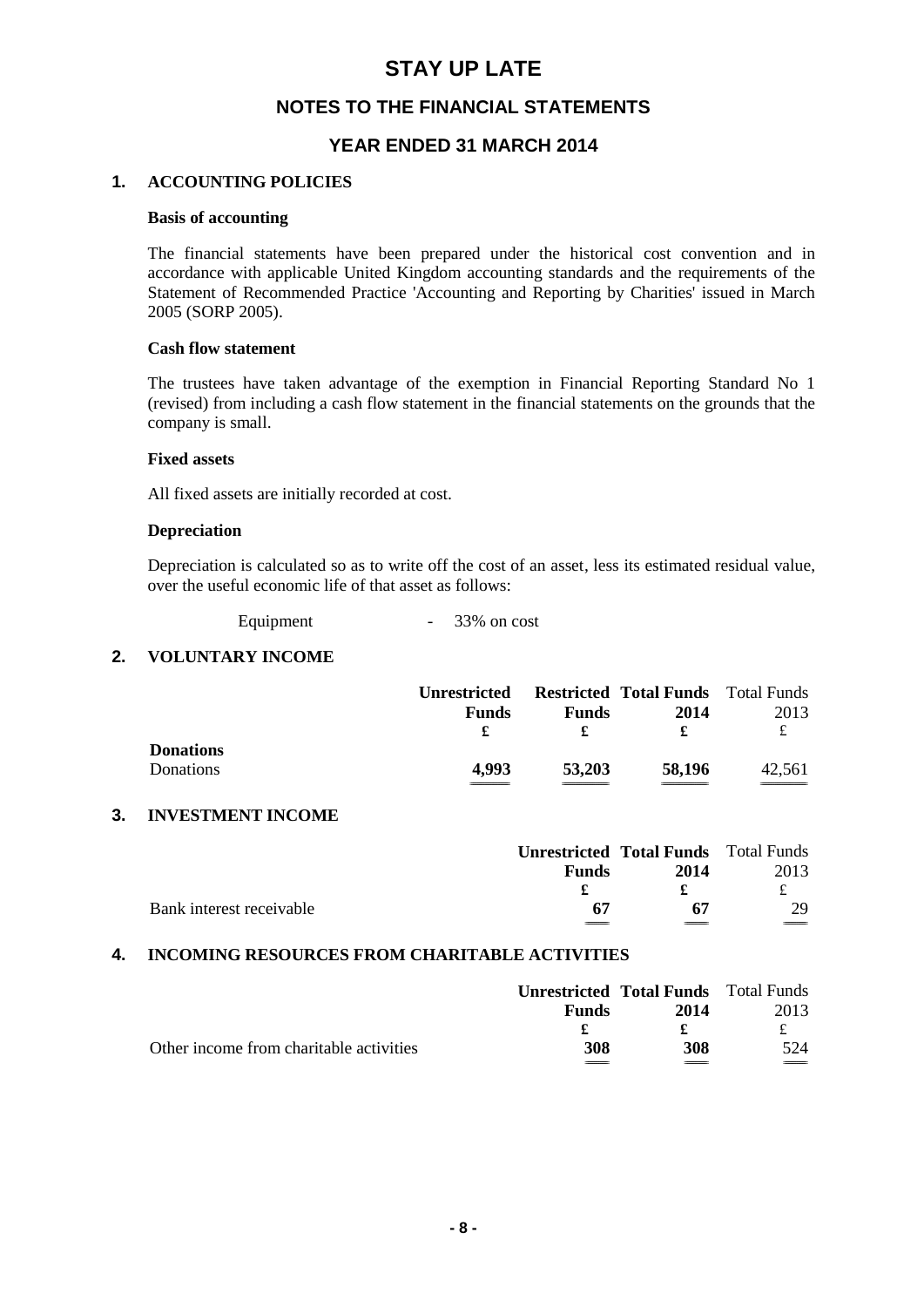# STAY UP LATE

## NOTES TO THE FINANCIAL STATEMENTS

## YEAR ENDED 31 MARCH 2014

### 1. ACCOUNTING POLICIES

**Basis of accounting**

The financial statements have been prepared under the historical cost convention and in accordance with applicable United Kingdom accounting standards and the requirements of the Statement of Recommended Practice 'Accounting and Reporting by Charities' issued in March 2005 (SORP 2005).

**Cash flow statement**

The trustees have taken advantage of the exemption in Financial Reporting Standard No 1 (revised) from including a cash flow statement in the financial statements on the grounds that the company is small.

**Fixed assets**

All fixed assets are initially recorded at cost.

**Depreciation**

Depreciation is calculated so as to write off the cost of an asset, less its estimated residual value, over the useful economic life of that asset as follows:

Equipment - 33% on cost

### 2. VOLUNTARY INCOME

| | Unrestricted Funds | Restricted Funds | Total Funds 2014 | Total Funds 2013 |
|---|---|---|---|---|
| | £ | £ | £ | £ |
| **Donations** | | | | |
| Donations | **4,993** | **53,203** | **58,196** | 42,561 |

### 3. INVESTMENT INCOME

| | Unrestricted Funds | Total Funds 2014 | Total Funds 2013 |
|---|---|---|---|
| | £ | £ | £ |
| Bank interest receivable | **67** | **67** | 29 |

### 4. INCOMING RESOURCES FROM CHARITABLE ACTIVITIES

| | Unrestricted Funds | Total Funds 2014 | Total Funds 2013 |
|---|---|---|---|
| | £ | £ | £ |
| Other income from charitable activities | **308** | **308** | 524 |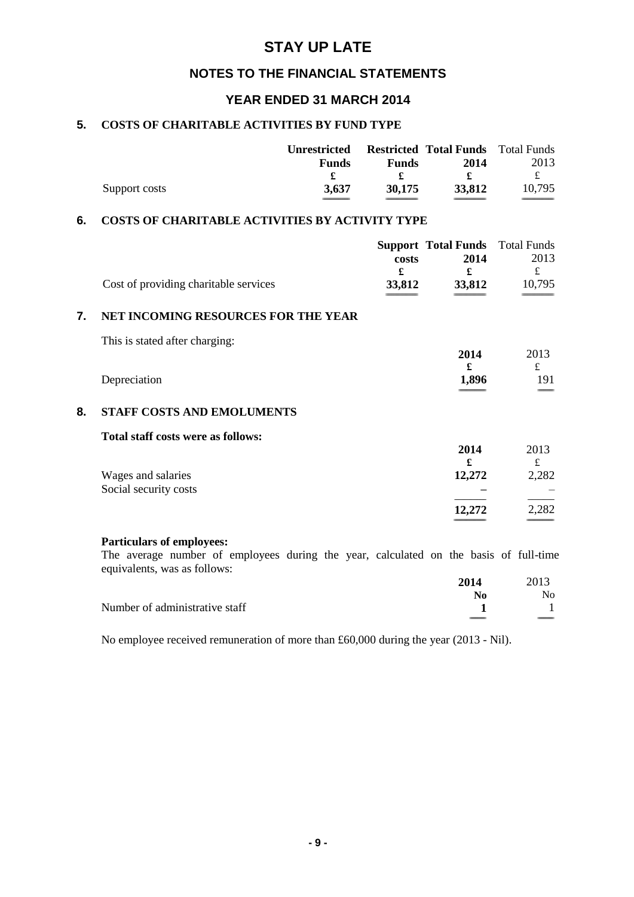# STAY UP LATE

## NOTES TO THE FINANCIAL STATEMENTS

## YEAR ENDED 31 MARCH 2014

### 5. COSTS OF CHARITABLE ACTIVITIES BY FUND TYPE

| | Unrestricted Funds | Restricted Funds | Total Funds 2014 | Total Funds 2013 |
|---|---|---|---|---|
| | £ | £ | £ | £ |
| Support costs | 3,637 | 30,175 | 33,812 | 10,795 |

### 6. COSTS OF CHARITABLE ACTIVITIES BY ACTIVITY TYPE

| | Support costs | Total Funds 2014 | Total Funds 2013 |
|---|---|---|---|
| | £ | £ | £ |
| Cost of providing charitable services | 33,812 | 33,812 | 10,795 |

### 7. NET INCOMING RESOURCES FOR THE YEAR

This is stated after charging:

| | 2014 | 2013 |
|---|---|---|
| | £ | £ |
| Depreciation | 1,896 | 191 |

### 8. STAFF COSTS AND EMOLUMENTS

**Total staff costs were as follows:**

| | 2014 | 2013 |
|---|---|---|
| | £ | £ |
| Wages and salaries | 12,272 | 2,282 |
| Social security costs | – | – |
| | 12,272 | 2,282 |

**Particulars of employees:**

The average number of employees during the year, calculated on the basis of full-time equivalents, was as follows:

| | 2014 | 2013 |
|---|---|---|
| | No | No |
| Number of administrative staff | 1 | 1 |

No employee received remuneration of more than £60,000 during the year (2013 - Nil).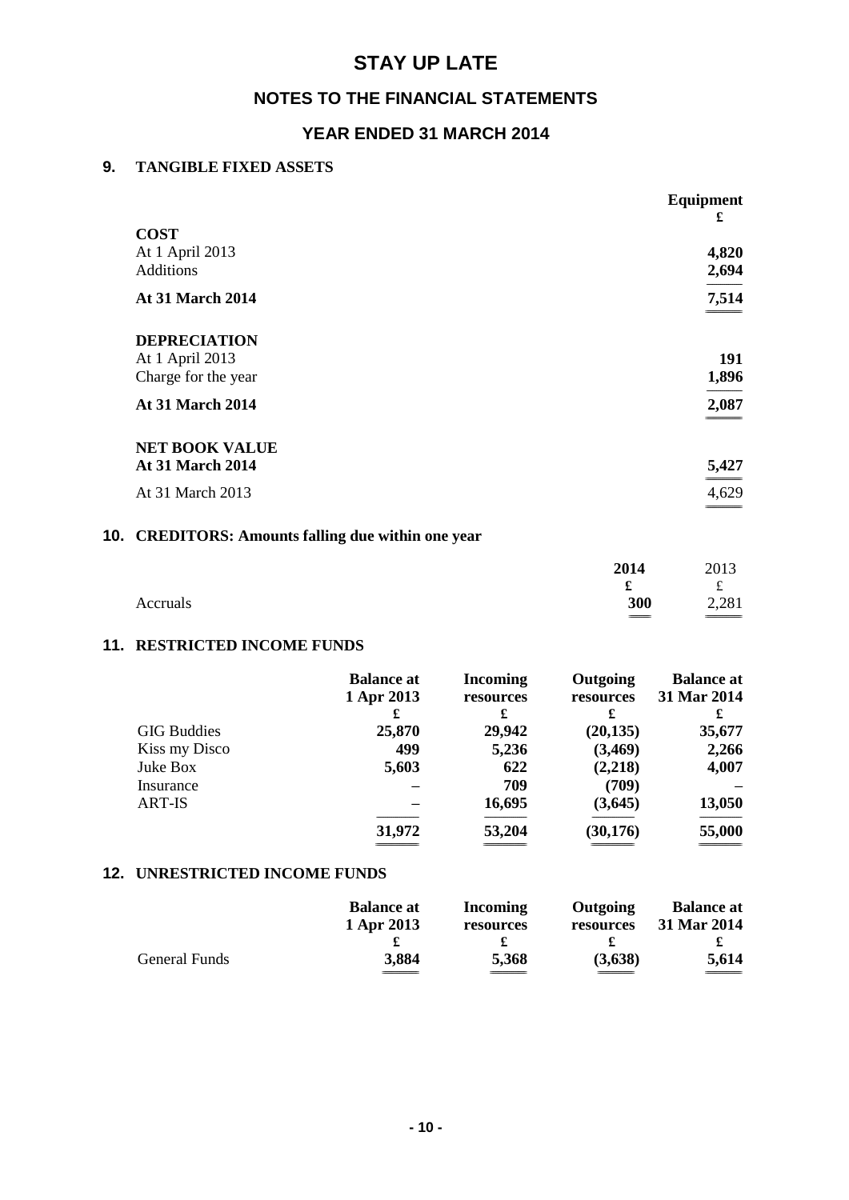# STAY UP LATE

## NOTES TO THE FINANCIAL STATEMENTS

## YEAR ENDED 31 MARCH 2014

### 9. TANGIBLE FIXED ASSETS

| | Equipment |
|---|---|
| | £ |
| **COST** | |
| At 1 April 2013 | **4,820** |
| Additions | **2,694** |
| **At 31 March 2014** | **7,514** |
| **DEPRECIATION** | |
| At 1 April 2013 | **191** |
| Charge for the year | **1,896** |
| **At 31 March 2014** | **2,087** |
| **NET BOOK VALUE** | |
| **At 31 March 2014** | **5,427** |
| At 31 March 2013 | 4,629 |

### 10. CREDITORS: Amounts falling due within one year

| | 2014 | 2013 |
|---|---|---|
| | £ | £ |
| Accruals | **300** | 2,281 |

### 11. RESTRICTED INCOME FUNDS

| | Balance at 1 Apr 2013 | Incoming resources | Outgoing resources | Balance at 31 Mar 2014 |
|---|---|---|---|---|
| | £ | £ | £ | £ |
| GIG Buddies | **25,870** | **29,942** | **(20,135)** | **35,677** |
| Kiss my Disco | **499** | **5,236** | **(3,469)** | **2,266** |
| Juke Box | **5,603** | **622** | **(2,218)** | **4,007** |
| Insurance | – | **709** | **(709)** | – |
| ART-IS | – | **16,695** | **(3,645)** | **13,050** |
| | **31,972** | **53,204** | **(30,176)** | **55,000** |

### 12. UNRESTRICTED INCOME FUNDS

| | Balance at 1 Apr 2013 | Incoming resources | Outgoing resources | Balance at 31 Mar 2014 |
|---|---|---|---|---|
| | £ | £ | £ | £ |
| General Funds | **3,884** | **5,368** | **(3,638)** | **5,614** |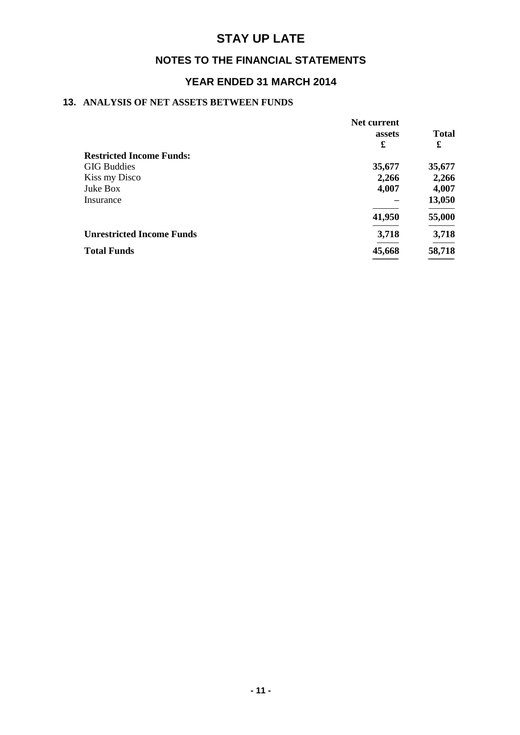# STAY UP LATE

## NOTES TO THE FINANCIAL STATEMENTS

## YEAR ENDED 31 MARCH 2014

### 13. ANALYSIS OF NET ASSETS BETWEEN FUNDS

| | Net current assets £ | Total £ |
|---|---|---|
| **Restricted Income Funds:** | | |
| GIG Buddies | **35,677** | **35,677** |
| Kiss my Disco | **2,266** | **2,266** |
| Juke Box | **4,007** | **4,007** |
| Insurance | – | **13,050** |
| | **41,950** | **55,000** |
| **Unrestricted Income Funds** | **3,718** | **3,718** |
| **Total Funds** | **45,668** | **58,718** |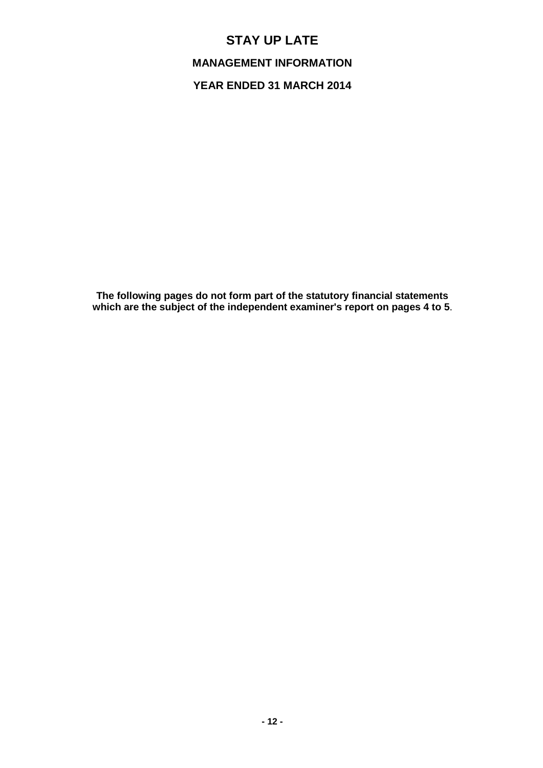# STAY UP LATE

## MANAGEMENT INFORMATION

## YEAR ENDED 31 MARCH 2014

**The following pages do not form part of the statutory financial statements which are the subject of the independent examiner's report on pages 4 to 5**.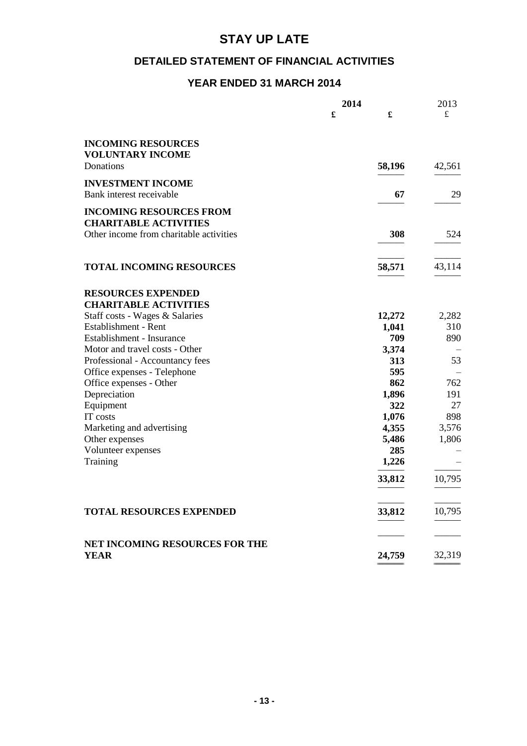# STAY UP LATE

## DETAILED STATEMENT OF FINANCIAL ACTIVITIES

## YEAR ENDED 31 MARCH 2014

| | 2014 £ | 2014 £ | 2013 £ |
|---|---|---|---|
| **INCOMING RESOURCES** | | | |
| **VOLUNTARY INCOME** | | | |
| Donations | | **58,196** | 42,561 |
| **INVESTMENT INCOME** | | | |
| Bank interest receivable | | **67** | 29 |
| **INCOMING RESOURCES FROM CHARITABLE ACTIVITIES** | | | |
| Other income from charitable activities | | **308** | 524 |
| **TOTAL INCOMING RESOURCES** | | **58,571** | 43,114 |
| **RESOURCES EXPENDED** | | | |
| **CHARITABLE ACTIVITIES** | | | |
| Staff costs - Wages & Salaries | | **12,272** | 2,282 |
| Establishment - Rent | | **1,041** | 310 |
| Establishment - Insurance | | **709** | 890 |
| Motor and travel costs - Other | | **3,374** | – |
| Professional - Accountancy fees | | **313** | 53 |
| Office expenses - Telephone | | **595** | – |
| Office expenses - Other | | **862** | 762 |
| Depreciation | | **1,896** | 191 |
| Equipment | | **322** | 27 |
| IT costs | | **1,076** | 898 |
| Marketing and advertising | | **4,355** | 3,576 |
| Other expenses | | **5,486** | 1,806 |
| Volunteer expenses | | **285** | – |
| Training | | **1,226** | – |
| | | **33,812** | 10,795 |
| **TOTAL RESOURCES EXPENDED** | | **33,812** | 10,795 |
| **NET INCOMING RESOURCES FOR THE YEAR** | | **24,759** | 32,319 |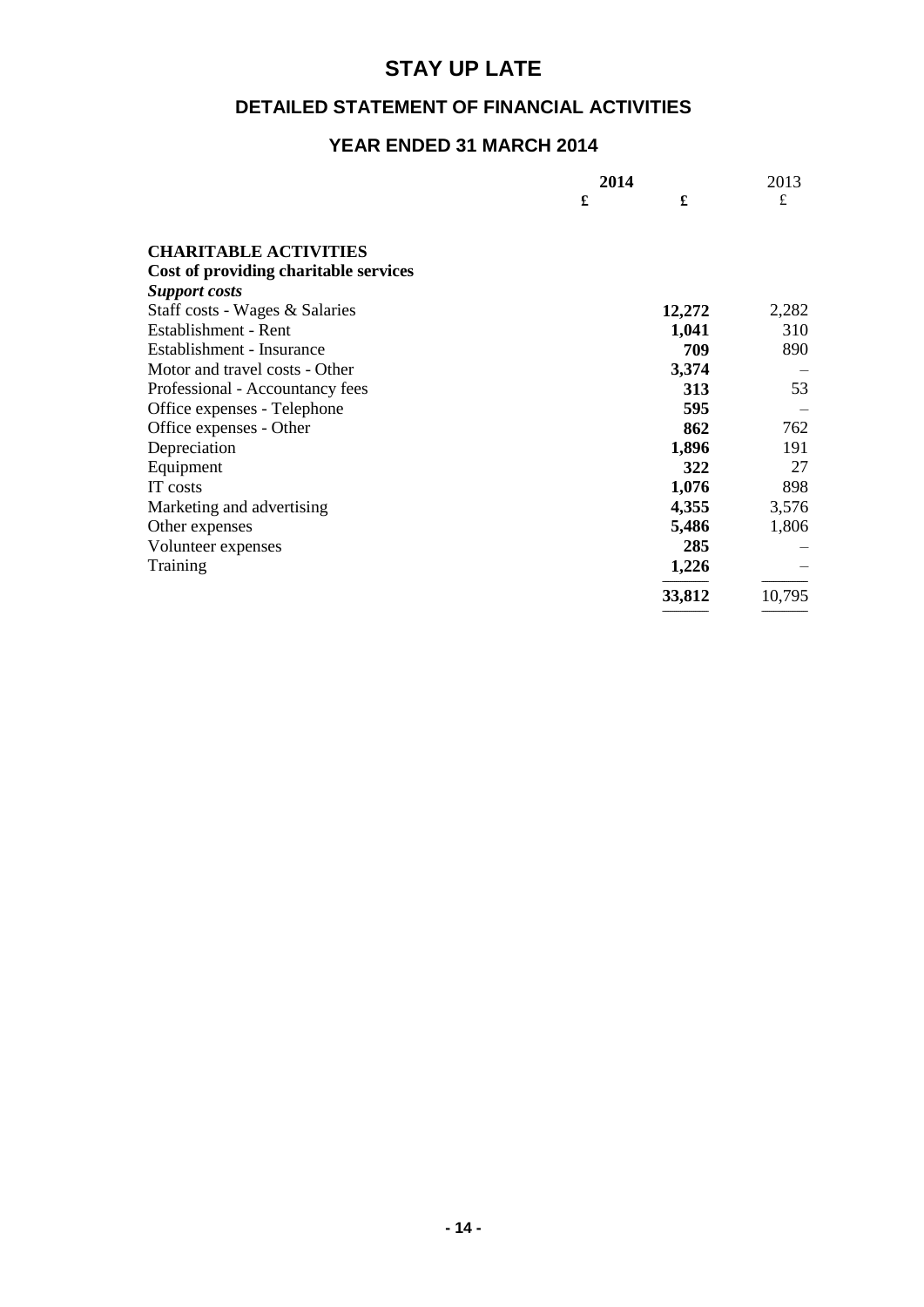# STAY UP LATE

## DETAILED STATEMENT OF FINANCIAL ACTIVITIES

## YEAR ENDED 31 MARCH 2014

| | 2014 £ | 2014 £ | 2013 £ |
|---|---|---|---|
| **CHARITABLE ACTIVITIES** | | | |
| **Cost of providing charitable services** | | | |
| ***Support costs*** | | | |
| Staff costs - Wages & Salaries | | **12,272** | 2,282 |
| Establishment - Rent | | **1,041** | 310 |
| Establishment - Insurance | | **709** | 890 |
| Motor and travel costs - Other | | **3,374** | – |
| Professional - Accountancy fees | | **313** | 53 |
| Office expenses - Telephone | | **595** | – |
| Office expenses - Other | | **862** | 762 |
| Depreciation | | **1,896** | 191 |
| Equipment | | **322** | 27 |
| IT costs | | **1,076** | 898 |
| Marketing and advertising | | **4,355** | 3,576 |
| Other expenses | | **5,486** | 1,806 |
| Volunteer expenses | | **285** | – |
| Training | | **1,226** | – |
| | | **33,812** | 10,795 |